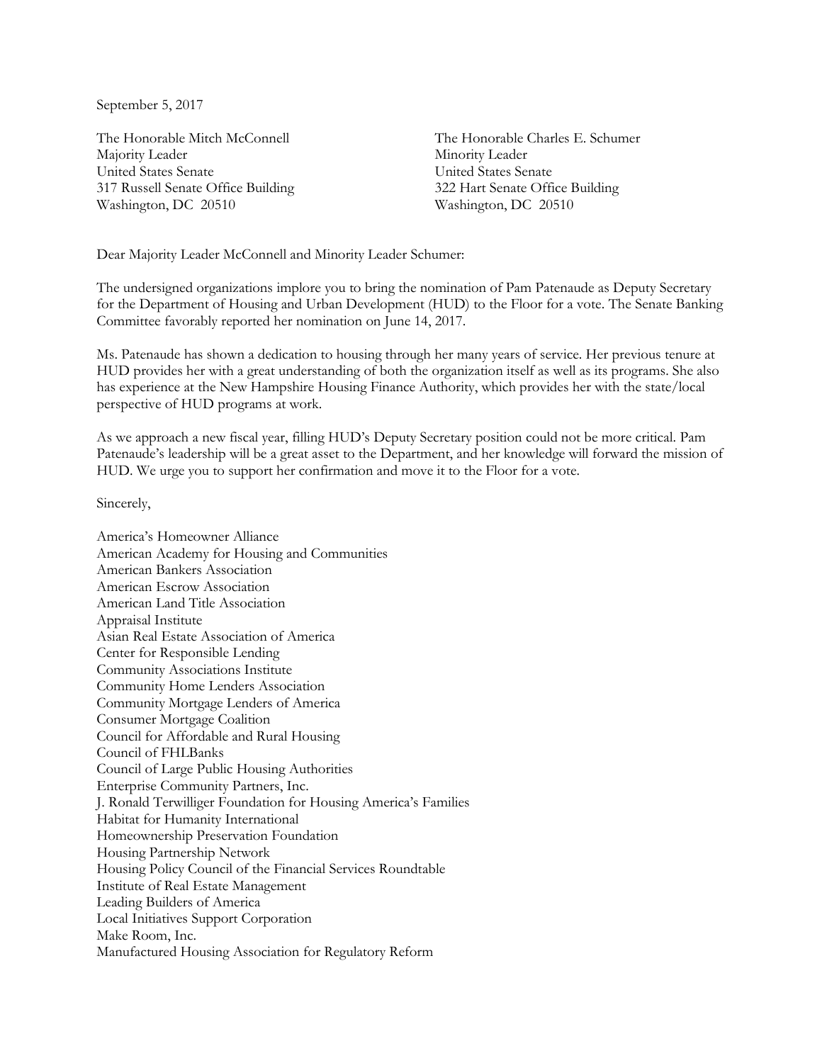September 5, 2017

The Honorable Mitch McConnell
Majority Leader
United States Senate
317 Russell Senate Office Building
Washington, DC 20510

The Honorable Charles E. Schumer
Minority Leader
United States Senate
322 Hart Senate Office Building
Washington, DC 20510

Dear Majority Leader McConnell and Minority Leader Schumer:

The undersigned organizations implore you to bring the nomination of Pam Patenaude as Deputy Secretary for the Department of Housing and Urban Development (HUD) to the Floor for a vote. The Senate Banking Committee favorably reported her nomination on June 14, 2017.

Ms. Patenaude has shown a dedication to housing through her many years of service. Her previous tenure at HUD provides her with a great understanding of both the organization itself as well as its programs. She also has experience at the New Hampshire Housing Finance Authority, which provides her with the state/local perspective of HUD programs at work.

As we approach a new fiscal year, filling HUD's Deputy Secretary position could not be more critical. Pam Patenaude's leadership will be a great asset to the Department, and her knowledge will forward the mission of HUD. We urge you to support her confirmation and move it to the Floor for a vote.

Sincerely,

America's Homeowner Alliance
American Academy for Housing and Communities
American Bankers Association
American Escrow Association
American Land Title Association
Appraisal Institute
Asian Real Estate Association of America
Center for Responsible Lending
Community Associations Institute
Community Home Lenders Association
Community Mortgage Lenders of America
Consumer Mortgage Coalition
Council for Affordable and Rural Housing
Council of FHLBanks
Council of Large Public Housing Authorities
Enterprise Community Partners, Inc.
J. Ronald Terwilliger Foundation for Housing America's Families
Habitat for Humanity International
Homeownership Preservation Foundation
Housing Partnership Network
Housing Policy Council of the Financial Services Roundtable
Institute of Real Estate Management
Leading Builders of America
Local Initiatives Support Corporation
Make Room, Inc.
Manufactured Housing Association for Regulatory Reform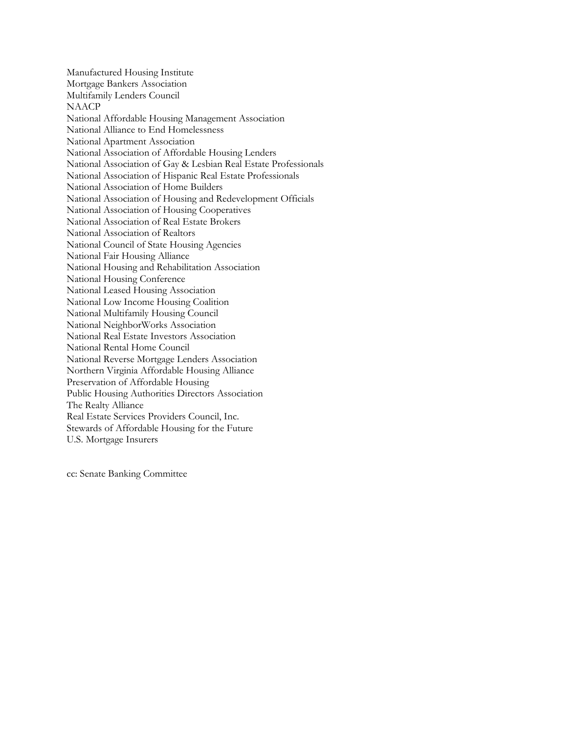Manufactured Housing Institute
Mortgage Bankers Association
Multifamily Lenders Council
NAACP
National Affordable Housing Management Association
National Alliance to End Homelessness
National Apartment Association
National Association of Affordable Housing Lenders
National Association of Gay & Lesbian Real Estate Professionals
National Association of Hispanic Real Estate Professionals
National Association of Home Builders
National Association of Housing and Redevelopment Officials
National Association of Housing Cooperatives
National Association of Real Estate Brokers
National Association of Realtors
National Council of State Housing Agencies
National Fair Housing Alliance
National Housing and Rehabilitation Association
National Housing Conference
National Leased Housing Association
National Low Income Housing Coalition
National Multifamily Housing Council
National NeighborWorks Association
National Real Estate Investors Association
National Rental Home Council
National Reverse Mortgage Lenders Association
Northern Virginia Affordable Housing Alliance
Preservation of Affordable Housing
Public Housing Authorities Directors Association
The Realty Alliance
Real Estate Services Providers Council, Inc.
Stewards of Affordable Housing for the Future
U.S. Mortgage Insurers

cc: Senate Banking Committee